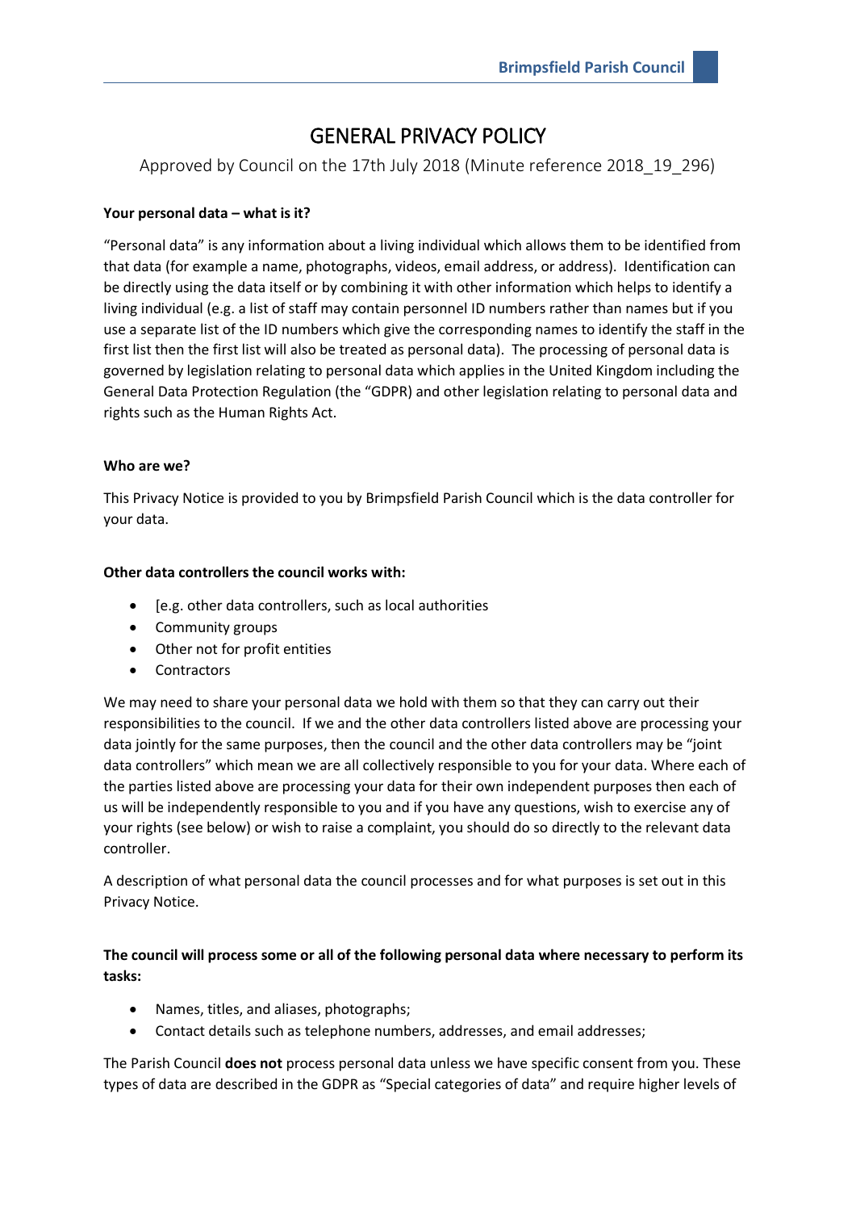# GENERAL PRIVACY POLICY

Approved by Council on the 17th July 2018 (Minute reference 2018_19_296)

**Your personal data – what is it?**

"Personal data" is any information about a living individual which allows them to be identified from that data (for example a name, photographs, videos, email address, or address). Identification can be directly using the data itself or by combining it with other information which helps to identify a living individual (e.g. a list of staff may contain personnel ID numbers rather than names but if you use a separate list of the ID numbers which give the corresponding names to identify the staff in the first list then the first list will also be treated as personal data). The processing of personal data is governed by legislation relating to personal data which applies in the United Kingdom including the General Data Protection Regulation (the "GDPR) and other legislation relating to personal data and rights such as the Human Rights Act.

**Who are we?**

This Privacy Notice is provided to you by Brimpsfield Parish Council which is the data controller for your data.

**Other data controllers the council works with:**

- [e.g. other data controllers, such as local authorities
- Community groups
- Other not for profit entities
- Contractors

We may need to share your personal data we hold with them so that they can carry out their responsibilities to the council. If we and the other data controllers listed above are processing your data jointly for the same purposes, then the council and the other data controllers may be "joint data controllers" which mean we are all collectively responsible to you for your data. Where each of the parties listed above are processing your data for their own independent purposes then each of us will be independently responsible to you and if you have any questions, wish to exercise any of your rights (see below) or wish to raise a complaint, you should do so directly to the relevant data controller.

A description of what personal data the council processes and for what purposes is set out in this Privacy Notice.

**The council will process some or all of the following personal data where necessary to perform its tasks:**

- Names, titles, and aliases, photographs;
- Contact details such as telephone numbers, addresses, and email addresses;

The Parish Council **does not** process personal data unless we have specific consent from you. These types of data are described in the GDPR as "Special categories of data" and require higher levels of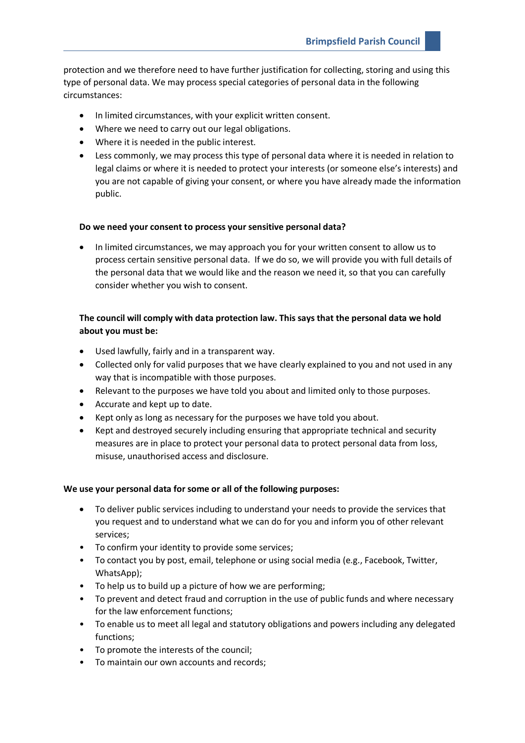protection and we therefore need to have further justification for collecting, storing and using this type of personal data. We may process special categories of personal data in the following circumstances:

- In limited circumstances, with your explicit written consent.
- Where we need to carry out our legal obligations.
- Where it is needed in the public interest.
- Less commonly, we may process this type of personal data where it is needed in relation to legal claims or where it is needed to protect your interests (or someone else's interests) and you are not capable of giving your consent, or where you have already made the information public.

**Do we need your consent to process your sensitive personal data?**

- In limited circumstances, we may approach you for your written consent to allow us to process certain sensitive personal data. If we do so, we will provide you with full details of the personal data that we would like and the reason we need it, so that you can carefully consider whether you wish to consent.

**The council will comply with data protection law. This says that the personal data we hold about you must be:**

- Used lawfully, fairly and in a transparent way.
- Collected only for valid purposes that we have clearly explained to you and not used in any way that is incompatible with those purposes.
- Relevant to the purposes we have told you about and limited only to those purposes.
- Accurate and kept up to date.
- Kept only as long as necessary for the purposes we have told you about.
- Kept and destroyed securely including ensuring that appropriate technical and security measures are in place to protect your personal data to protect personal data from loss, misuse, unauthorised access and disclosure.

**We use your personal data for some or all of the following purposes:**

- To deliver public services including to understand your needs to provide the services that you request and to understand what we can do for you and inform you of other relevant services;
- To confirm your identity to provide some services;
- To contact you by post, email, telephone or using social media (e.g., Facebook, Twitter, WhatsApp);
- To help us to build up a picture of how we are performing;
- To prevent and detect fraud and corruption in the use of public funds and where necessary for the law enforcement functions;
- To enable us to meet all legal and statutory obligations and powers including any delegated functions;
- To promote the interests of the council;
- To maintain our own accounts and records;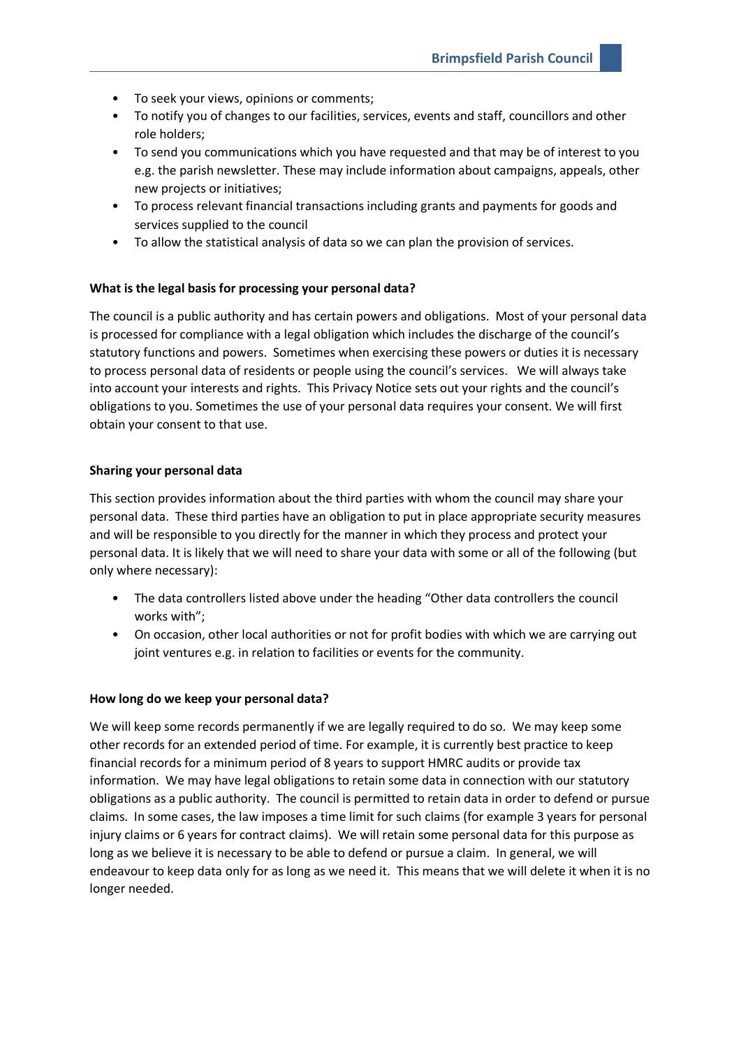- To seek your views, opinions or comments;
- To notify you of changes to our facilities, services, events and staff, councillors and other role holders;
- To send you communications which you have requested and that may be of interest to you e.g. the parish newsletter. These may include information about campaigns, appeals, other new projects or initiatives;
- To process relevant financial transactions including grants and payments for goods and services supplied to the council
- To allow the statistical analysis of data so we can plan the provision of services.

**What is the legal basis for processing your personal data?**

The council is a public authority and has certain powers and obligations. Most of your personal data is processed for compliance with a legal obligation which includes the discharge of the council's statutory functions and powers. Sometimes when exercising these powers or duties it is necessary to process personal data of residents or people using the council's services. We will always take into account your interests and rights. This Privacy Notice sets out your rights and the council's obligations to you. Sometimes the use of your personal data requires your consent. We will first obtain your consent to that use.

**Sharing your personal data**

This section provides information about the third parties with whom the council may share your personal data. These third parties have an obligation to put in place appropriate security measures and will be responsible to you directly for the manner in which they process and protect your personal data. It is likely that we will need to share your data with some or all of the following (but only where necessary):

- The data controllers listed above under the heading "Other data controllers the council works with";
- On occasion, other local authorities or not for profit bodies with which we are carrying out joint ventures e.g. in relation to facilities or events for the community.

**How long do we keep your personal data?**

We will keep some records permanently if we are legally required to do so. We may keep some other records for an extended period of time. For example, it is currently best practice to keep financial records for a minimum period of 8 years to support HMRC audits or provide tax information. We may have legal obligations to retain some data in connection with our statutory obligations as a public authority. The council is permitted to retain data in order to defend or pursue claims. In some cases, the law imposes a time limit for such claims (for example 3 years for personal injury claims or 6 years for contract claims). We will retain some personal data for this purpose as long as we believe it is necessary to be able to defend or pursue a claim. In general, we will endeavour to keep data only for as long as we need it. This means that we will delete it when it is no longer needed.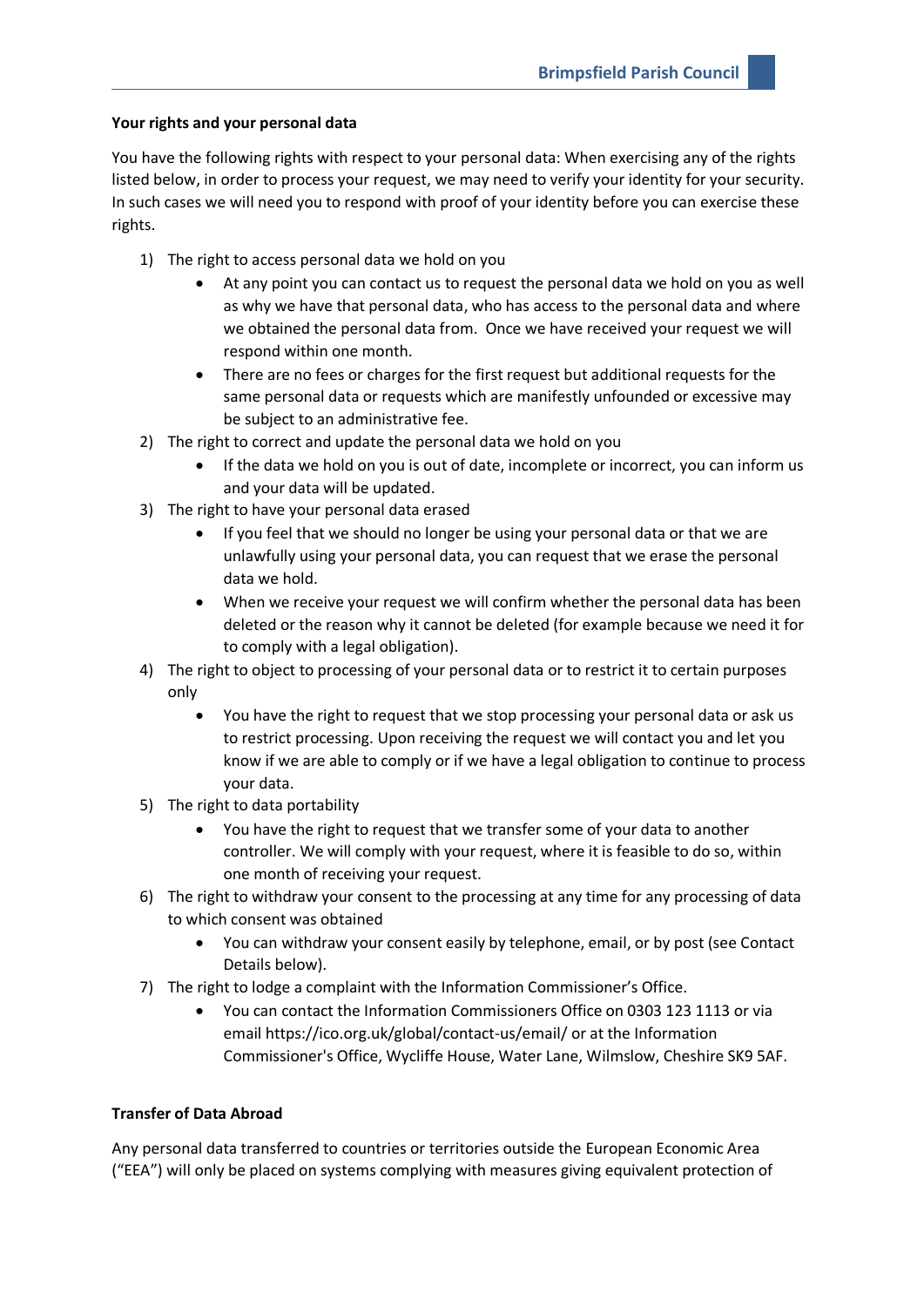**Your rights and your personal data**

You have the following rights with respect to your personal data: When exercising any of the rights listed below, in order to process your request, we may need to verify your identity for your security. In such cases we will need you to respond with proof of your identity before you can exercise these rights.

1) The right to access personal data we hold on you
    - At any point you can contact us to request the personal data we hold on you as well as why we have that personal data, who has access to the personal data and where we obtained the personal data from. Once we have received your request we will respond within one month.
    - There are no fees or charges for the first request but additional requests for the same personal data or requests which are manifestly unfounded or excessive may be subject to an administrative fee.
2) The right to correct and update the personal data we hold on you
    - If the data we hold on you is out of date, incomplete or incorrect, you can inform us and your data will be updated.
3) The right to have your personal data erased
    - If you feel that we should no longer be using your personal data or that we are unlawfully using your personal data, you can request that we erase the personal data we hold.
    - When we receive your request we will confirm whether the personal data has been deleted or the reason why it cannot be deleted (for example because we need it for to comply with a legal obligation).
4) The right to object to processing of your personal data or to restrict it to certain purposes only
    - You have the right to request that we stop processing your personal data or ask us to restrict processing. Upon receiving the request we will contact you and let you know if we are able to comply or if we have a legal obligation to continue to process your data.
5) The right to data portability
    - You have the right to request that we transfer some of your data to another controller. We will comply with your request, where it is feasible to do so, within one month of receiving your request.
6) The right to withdraw your consent to the processing at any time for any processing of data to which consent was obtained
    - You can withdraw your consent easily by telephone, email, or by post (see Contact Details below).
7) The right to lodge a complaint with the Information Commissioner's Office.
    - You can contact the Information Commissioners Office on 0303 123 1113 or via email https://ico.org.uk/global/contact-us/email/ or at the Information Commissioner's Office, Wycliffe House, Water Lane, Wilmslow, Cheshire SK9 5AF.

**Transfer of Data Abroad**

Any personal data transferred to countries or territories outside the European Economic Area ("EEA") will only be placed on systems complying with measures giving equivalent protection of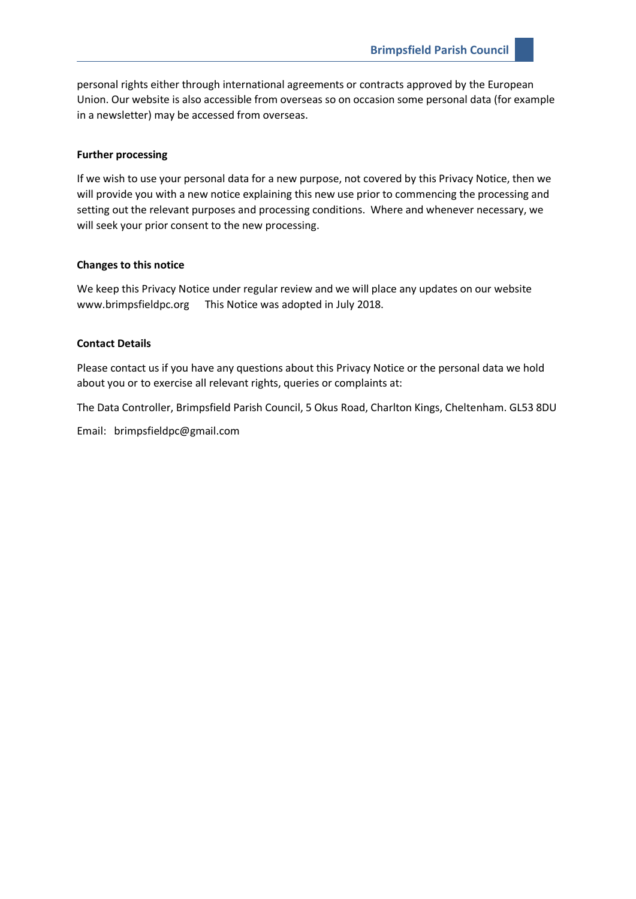personal rights either through international agreements or contracts approved by the European Union. Our website is also accessible from overseas so on occasion some personal data (for example in a newsletter) may be accessed from overseas.

**Further processing**

If we wish to use your personal data for a new purpose, not covered by this Privacy Notice, then we will provide you with a new notice explaining this new use prior to commencing the processing and setting out the relevant purposes and processing conditions. Where and whenever necessary, we will seek your prior consent to the new processing.

**Changes to this notice**

We keep this Privacy Notice under regular review and we will place any updates on our website www.brimpsfieldpc.org This Notice was adopted in July 2018.

**Contact Details**

Please contact us if you have any questions about this Privacy Notice or the personal data we hold about you or to exercise all relevant rights, queries or complaints at:

The Data Controller, Brimpsfield Parish Council, 5 Okus Road, Charlton Kings, Cheltenham. GL53 8DU

Email: brimpsfieldpc@gmail.com